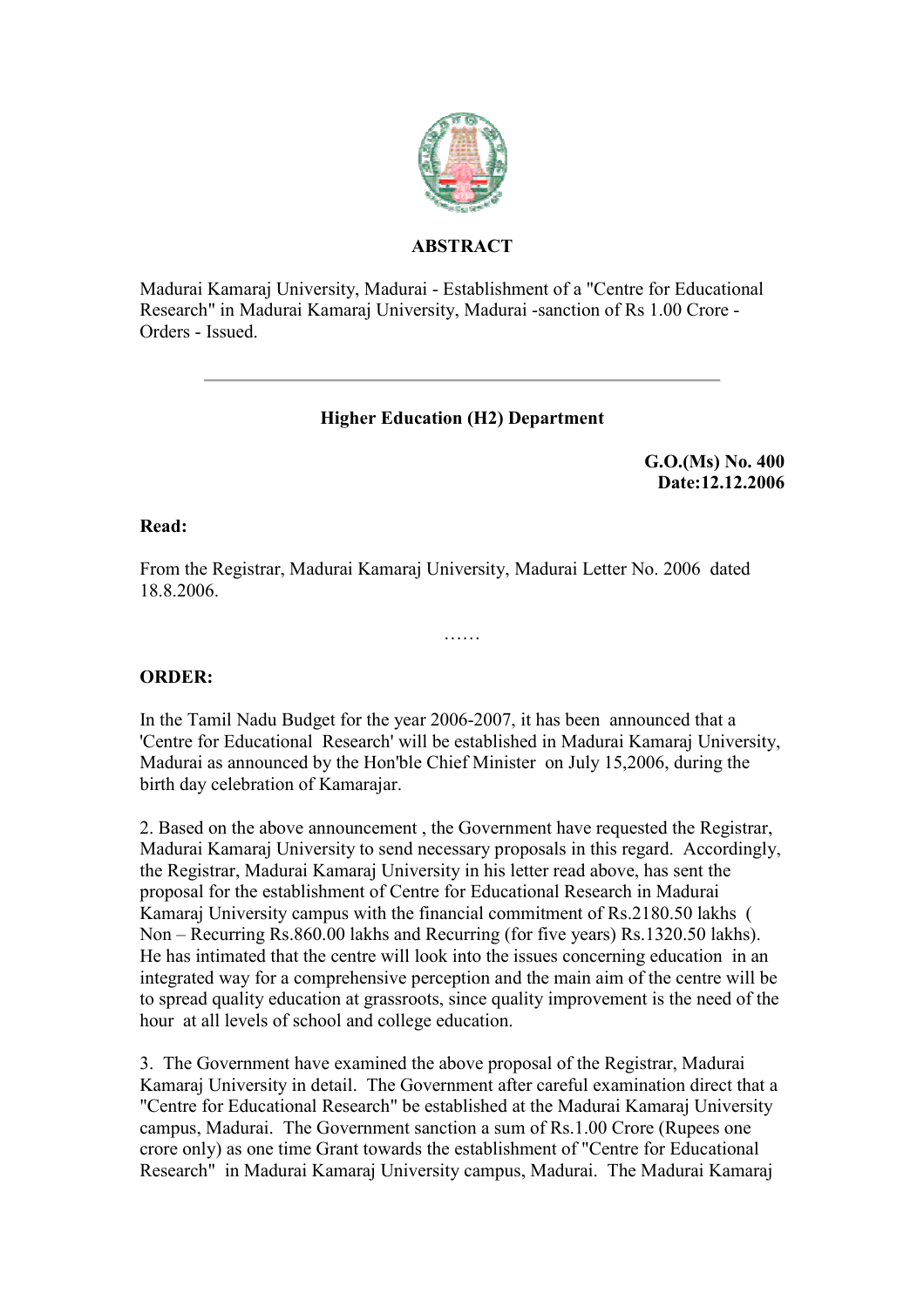**ABSTRACT**

Madurai Kamaraj University, Madurai - Establishment of a "Centre for Educational Research" in Madurai Kamaraj University, Madurai -sanction of Rs 1.00 Crore - Orders - Issued.

---

**Higher Education (H2) Department**

**G.O.(Ms) No. 400**
**Date:12.12.2006**

**Read:**

From the Registrar, Madurai Kamaraj University, Madurai Letter No. 2006 dated 18.8.2006.

……

**ORDER:**

In the Tamil Nadu Budget for the year 2006-2007, it has been announced that a 'Centre for Educational Research' will be established in Madurai Kamaraj University, Madurai as announced by the Hon'ble Chief Minister on July 15,2006, during the birth day celebration of Kamarajar.

2. Based on the above announcement , the Government have requested the Registrar, Madurai Kamaraj University to send necessary proposals in this regard. Accordingly, the Registrar, Madurai Kamaraj University in his letter read above, has sent the proposal for the establishment of Centre for Educational Research in Madurai Kamaraj University campus with the financial commitment of Rs.2180.50 lakhs ( Non – Recurring Rs.860.00 lakhs and Recurring (for five years) Rs.1320.50 lakhs). He has intimated that the centre will look into the issues concerning education in an integrated way for a comprehensive perception and the main aim of the centre will be to spread quality education at grassroots, since quality improvement is the need of the hour at all levels of school and college education.

3. The Government have examined the above proposal of the Registrar, Madurai Kamaraj University in detail. The Government after careful examination direct that a "Centre for Educational Research" be established at the Madurai Kamaraj University campus, Madurai. The Government sanction a sum of Rs.1.00 Crore (Rupees one crore only) as one time Grant towards the establishment of "Centre for Educational Research" in Madurai Kamaraj University campus, Madurai. The Madurai Kamaraj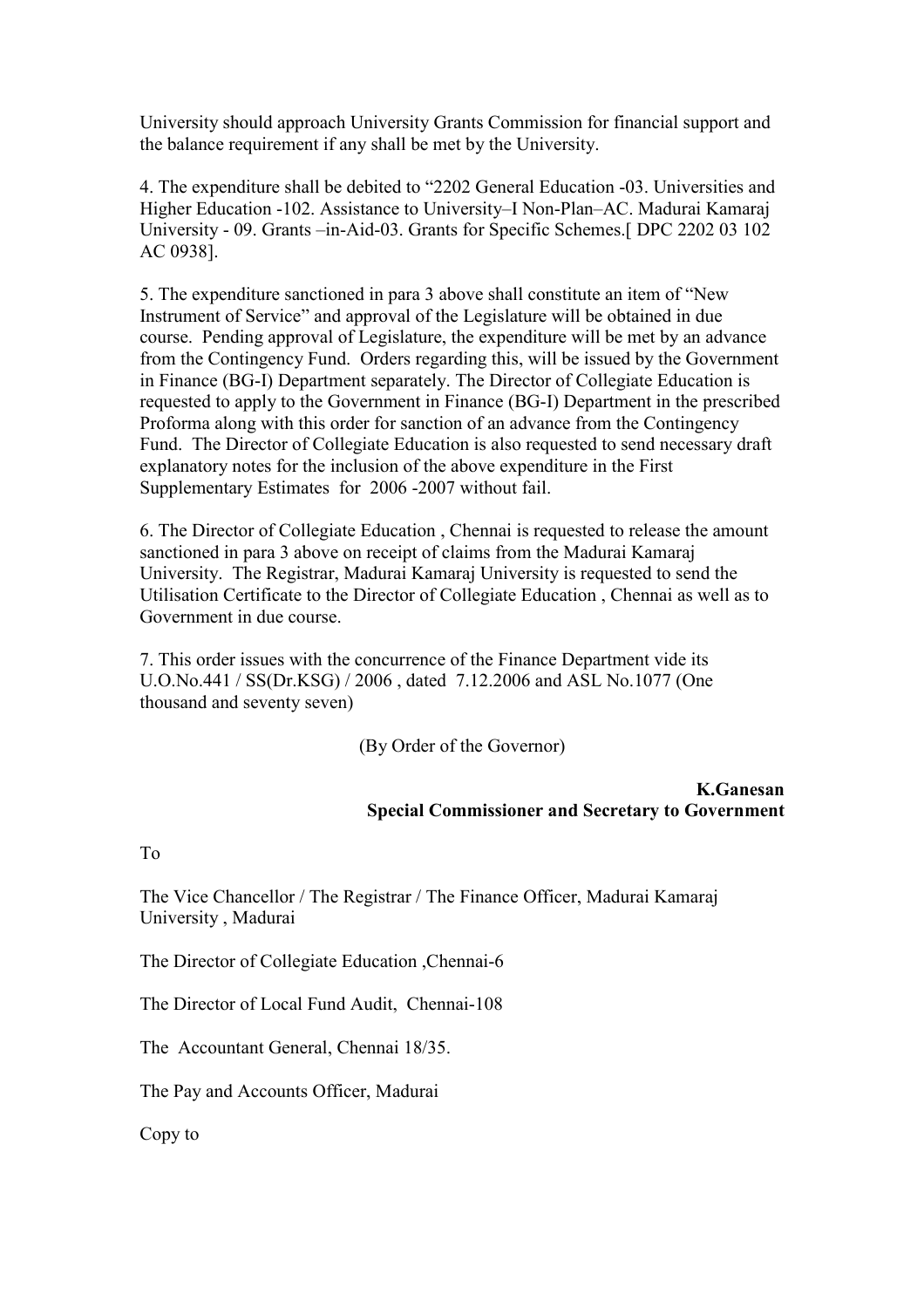University should approach University Grants Commission for financial support and the balance requirement if any shall be met by the University.

4. The expenditure shall be debited to “2202 General Education -03. Universities and Higher Education -102. Assistance to University–I Non-Plan–AC. Madurai Kamaraj University - 09. Grants –in-Aid-03. Grants for Specific Schemes.[ DPC 2202 03 102 AC 0938].

5. The expenditure sanctioned in para 3 above shall constitute an item of “New Instrument of Service” and approval of the Legislature will be obtained in due course. Pending approval of Legislature, the expenditure will be met by an advance from the Contingency Fund. Orders regarding this, will be issued by the Government in Finance (BG-I) Department separately. The Director of Collegiate Education is requested to apply to the Government in Finance (BG-I) Department in the prescribed Proforma along with this order for sanction of an advance from the Contingency Fund. The Director of Collegiate Education is also requested to send necessary draft explanatory notes for the inclusion of the above expenditure in the First Supplementary Estimates for 2006 -2007 without fail.

6. The Director of Collegiate Education , Chennai is requested to release the amount sanctioned in para 3 above on receipt of claims from the Madurai Kamaraj University. The Registrar, Madurai Kamaraj University is requested to send the Utilisation Certificate to the Director of Collegiate Education , Chennai as well as to Government in due course.

7. This order issues with the concurrence of the Finance Department vide its U.O.No.441 / SS(Dr.KSG) / 2006 , dated 7.12.2006 and ASL No.1077 (One thousand and seventy seven)

(By Order of the Governor)

**K.Ganesan**
**Special Commissioner and Secretary to Government**

To

The Vice Chancellor / The Registrar / The Finance Officer, Madurai Kamaraj University , Madurai

The Director of Collegiate Education ,Chennai-6

The Director of Local Fund Audit, Chennai-108

The Accountant General, Chennai 18/35.

The Pay and Accounts Officer, Madurai

Copy to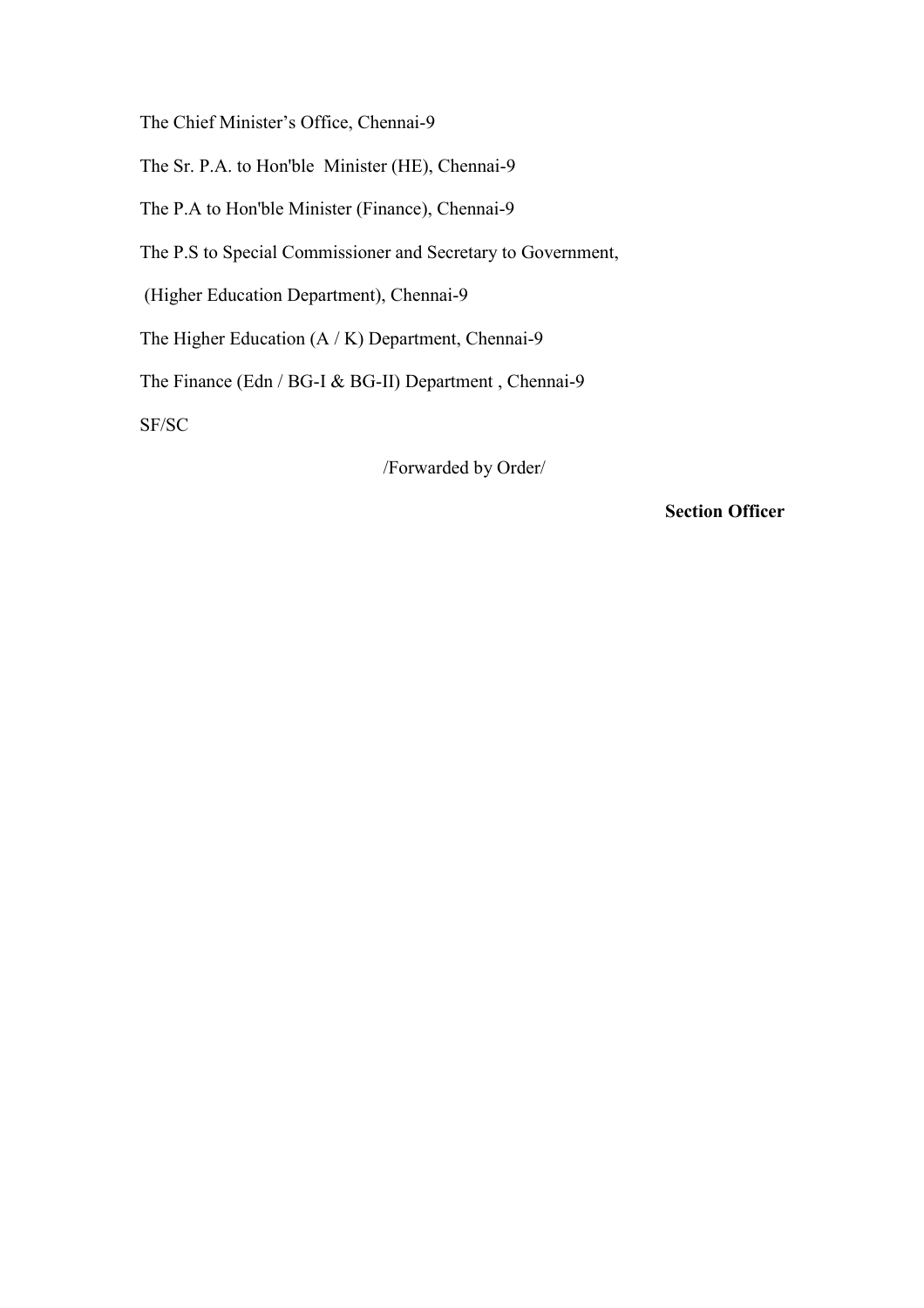The Chief Minister's Office, Chennai-9

The Sr. P.A. to Hon'ble Minister (HE), Chennai-9

The P.A to Hon'ble Minister (Finance), Chennai-9

The P.S to Special Commissioner and Secretary to Government,

(Higher Education Department), Chennai-9

The Higher Education (A / K) Department, Chennai-9

The Finance (Edn / BG-I & BG-II) Department , Chennai-9

SF/SC

/Forwarded by Order/

**Section Officer**